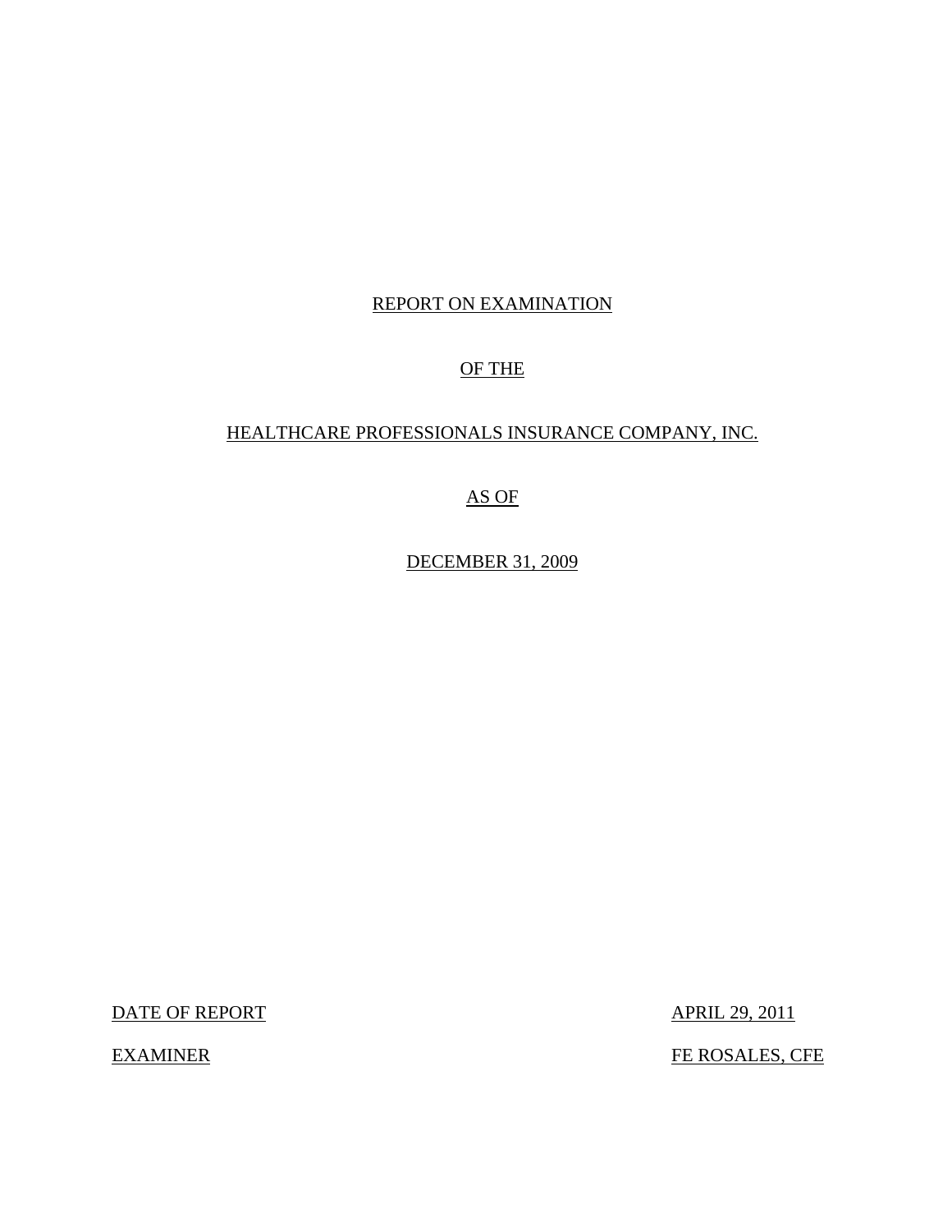# REPORT ON EXAMINATION

# OF THE

# HEALTHCARE PROFESSIONALS INSURANCE COMPANY, INC.

# AS OF

# DECEMBER 31, 2009

DATE OF REPORT: APRIL 29, 2011

EXAMINER: FE ROSALES, CFE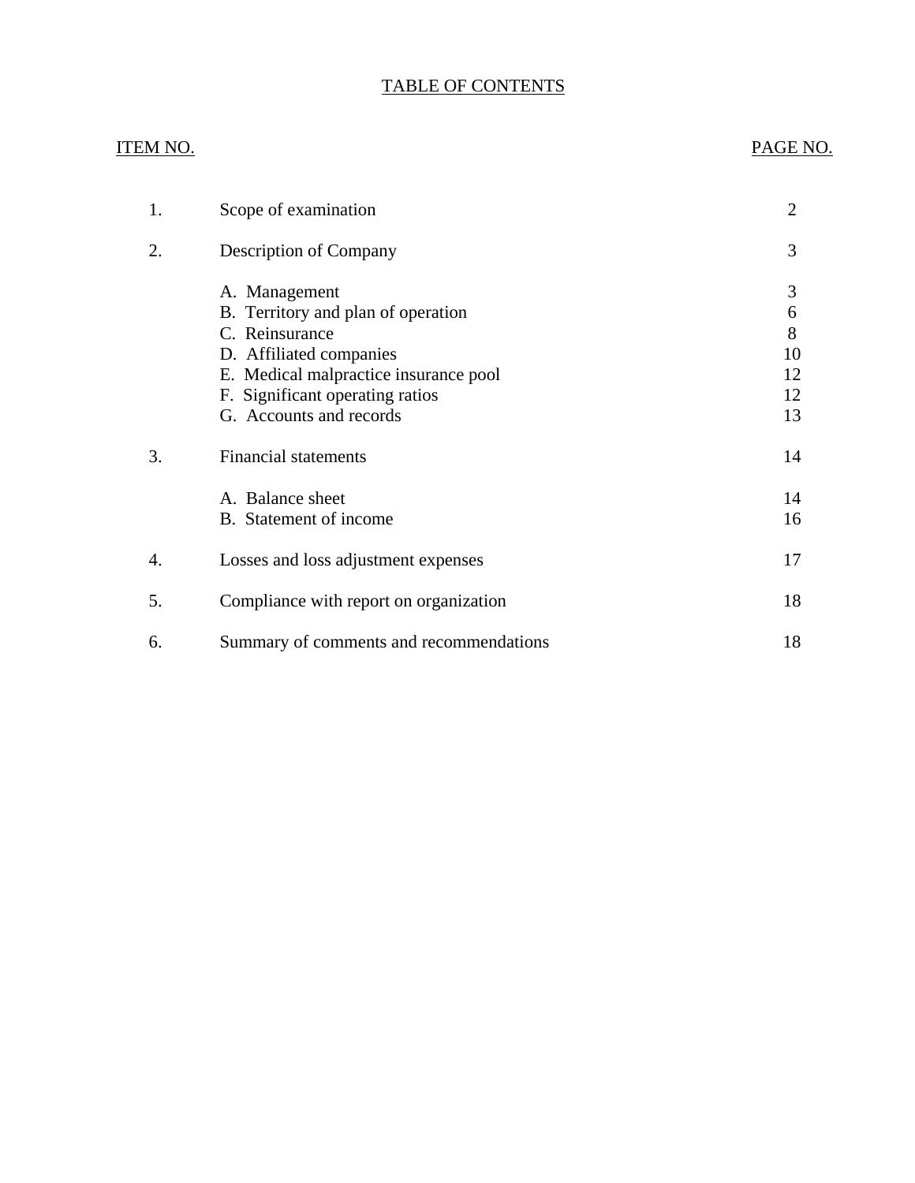# TABLE OF CONTENTS

| ITEM NO. | | PAGE NO. |
|---|---|---|
| 1. | Scope of examination | 2 |
| 2. | Description of Company | 3 |
| | A. Management | 3 |
| | B. Territory and plan of operation | 6 |
| | C. Reinsurance | 8 |
| | D. Affiliated companies | 10 |
| | E. Medical malpractice insurance pool | 12 |
| | F. Significant operating ratios | 12 |
| | G. Accounts and records | 13 |
| 3. | Financial statements | 14 |
| | A. Balance sheet | 14 |
| | B. Statement of income | 16 |
| 4. | Losses and loss adjustment expenses | 17 |
| 5. | Compliance with report on organization | 18 |
| 6. | Summary of comments and recommendations | 18 |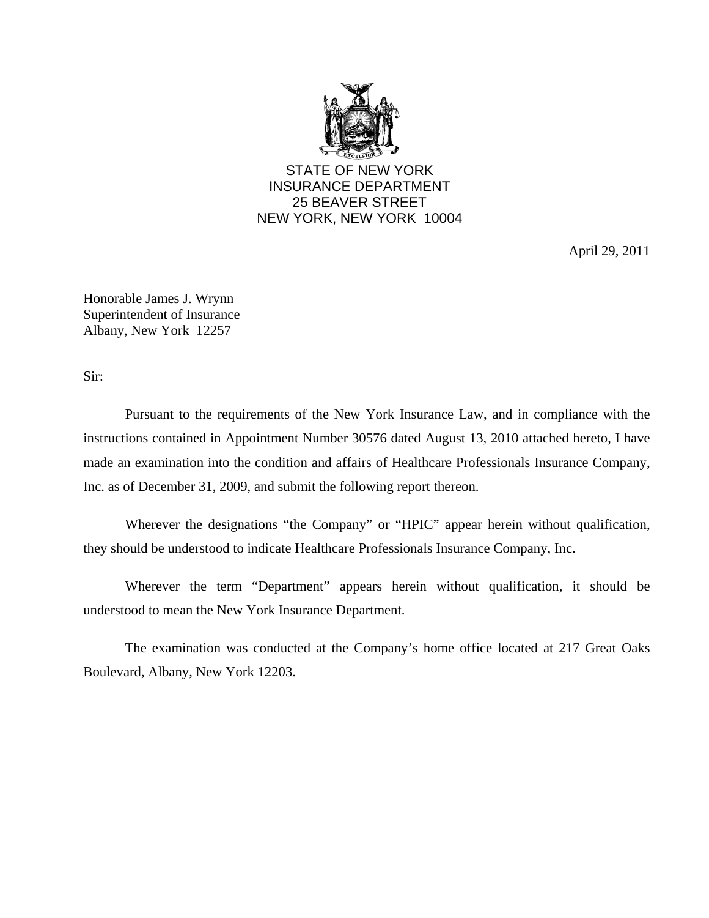STATE OF NEW YORK
INSURANCE DEPARTMENT
25 BEAVER STREET
NEW YORK, NEW YORK 10004

April 29, 2011

Honorable James J. Wrynn
Superintendent of Insurance
Albany, New York 12257

Sir:

Pursuant to the requirements of the New York Insurance Law, and in compliance with the instructions contained in Appointment Number 30576 dated August 13, 2010 attached hereto, I have made an examination into the condition and affairs of Healthcare Professionals Insurance Company, Inc. as of December 31, 2009, and submit the following report thereon.

Wherever the designations "the Company" or "HPIC" appear herein without qualification, they should be understood to indicate Healthcare Professionals Insurance Company, Inc.

Wherever the term "Department" appears herein without qualification, it should be understood to mean the New York Insurance Department.

The examination was conducted at the Company's home office located at 217 Great Oaks Boulevard, Albany, New York 12203.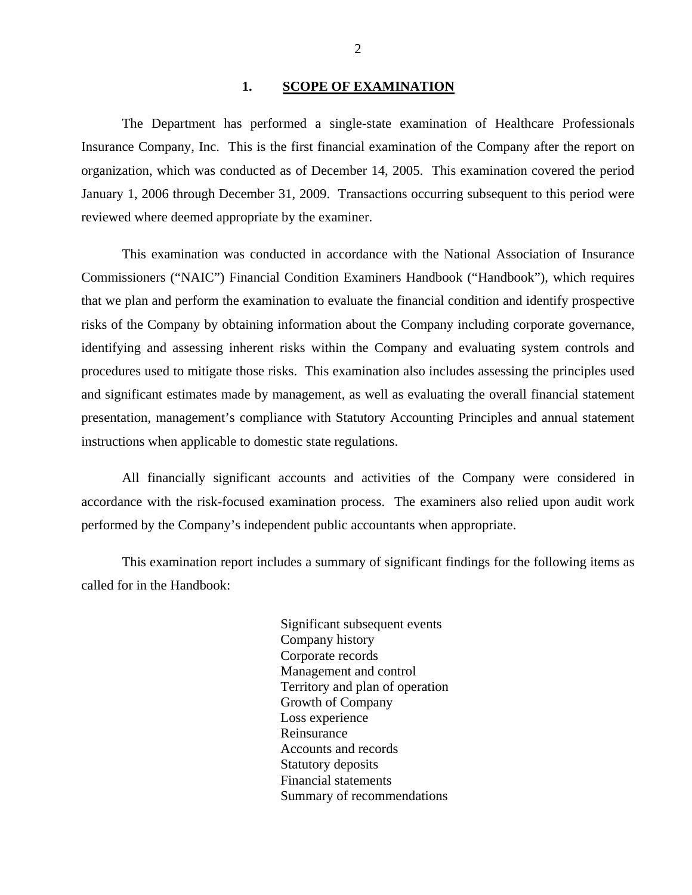## 1. SCOPE OF EXAMINATION

The Department has performed a single-state examination of Healthcare Professionals Insurance Company, Inc. This is the first financial examination of the Company after the report on organization, which was conducted as of December 14, 2005. This examination covered the period January 1, 2006 through December 31, 2009. Transactions occurring subsequent to this period were reviewed where deemed appropriate by the examiner.

This examination was conducted in accordance with the National Association of Insurance Commissioners ("NAIC") Financial Condition Examiners Handbook ("Handbook"), which requires that we plan and perform the examination to evaluate the financial condition and identify prospective risks of the Company by obtaining information about the Company including corporate governance, identifying and assessing inherent risks within the Company and evaluating system controls and procedures used to mitigate those risks. This examination also includes assessing the principles used and significant estimates made by management, as well as evaluating the overall financial statement presentation, management's compliance with Statutory Accounting Principles and annual statement instructions when applicable to domestic state regulations.

All financially significant accounts and activities of the Company were considered in accordance with the risk-focused examination process. The examiners also relied upon audit work performed by the Company's independent public accountants when appropriate.

This examination report includes a summary of significant findings for the following items as called for in the Handbook:

- Significant subsequent events
- Company history
- Corporate records
- Management and control
- Territory and plan of operation
- Growth of Company
- Loss experience
- Reinsurance
- Accounts and records
- Statutory deposits
- Financial statements
- Summary of recommendations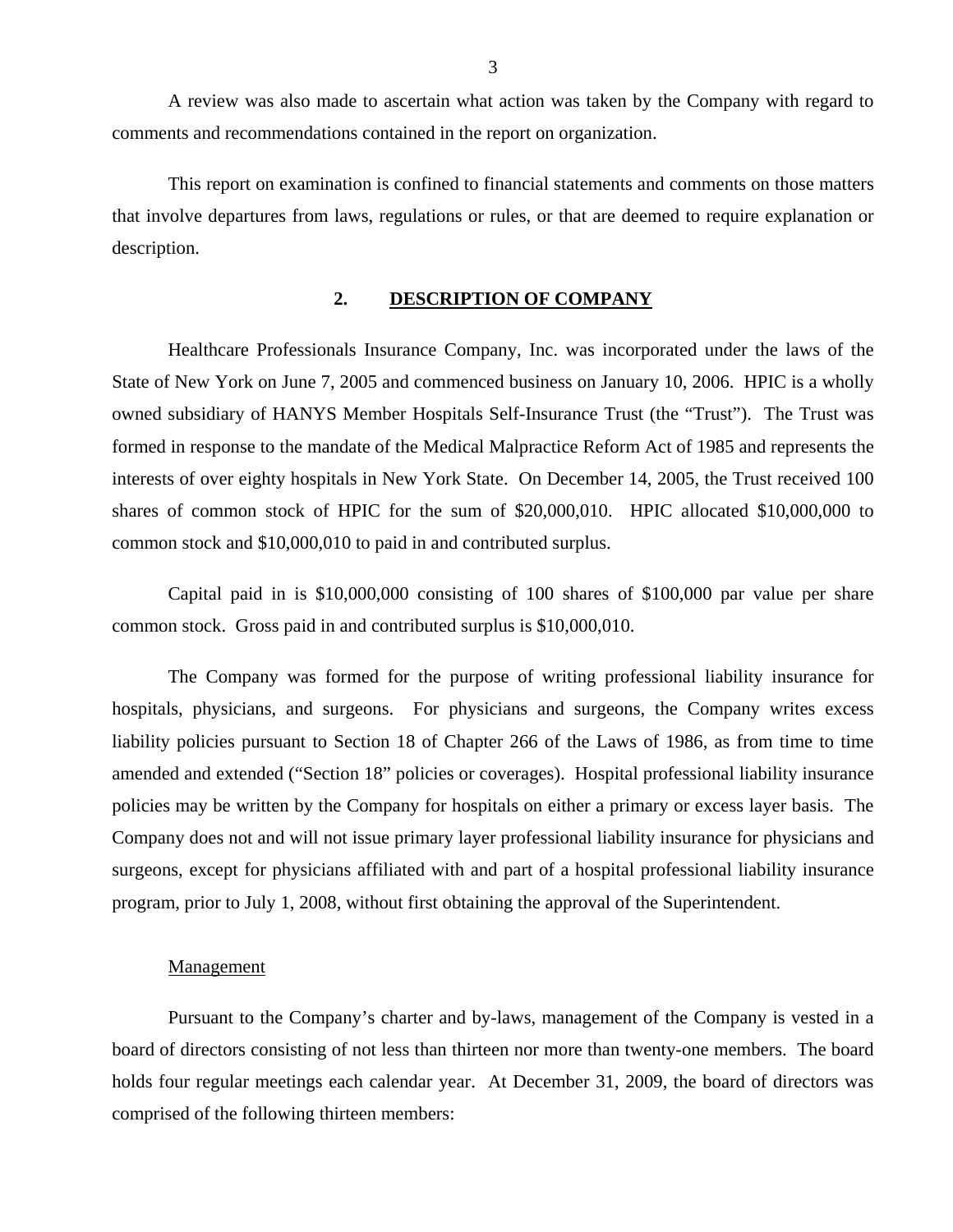A review was also made to ascertain what action was taken by the Company with regard to comments and recommendations contained in the report on organization.

This report on examination is confined to financial statements and comments on those matters that involve departures from laws, regulations or rules, or that are deemed to require explanation or description.

## 2. DESCRIPTION OF COMPANY

Healthcare Professionals Insurance Company, Inc. was incorporated under the laws of the State of New York on June 7, 2005 and commenced business on January 10, 2006. HPIC is a wholly owned subsidiary of HANYS Member Hospitals Self-Insurance Trust (the "Trust"). The Trust was formed in response to the mandate of the Medical Malpractice Reform Act of 1985 and represents the interests of over eighty hospitals in New York State. On December 14, 2005, the Trust received 100 shares of common stock of HPIC for the sum of $20,000,010. HPIC allocated $10,000,000 to common stock and $10,000,010 to paid in and contributed surplus.

Capital paid in is $10,000,000 consisting of 100 shares of $100,000 par value per share common stock. Gross paid in and contributed surplus is $10,000,010.

The Company was formed for the purpose of writing professional liability insurance for hospitals, physicians, and surgeons. For physicians and surgeons, the Company writes excess liability policies pursuant to Section 18 of Chapter 266 of the Laws of 1986, as from time to time amended and extended ("Section 18" policies or coverages). Hospital professional liability insurance policies may be written by the Company for hospitals on either a primary or excess layer basis. The Company does not and will not issue primary layer professional liability insurance for physicians and surgeons, except for physicians affiliated with and part of a hospital professional liability insurance program, prior to July 1, 2008, without first obtaining the approval of the Superintendent.

### Management

Pursuant to the Company's charter and by-laws, management of the Company is vested in a board of directors consisting of not less than thirteen nor more than twenty-one members. The board holds four regular meetings each calendar year. At December 31, 2009, the board of directors was comprised of the following thirteen members: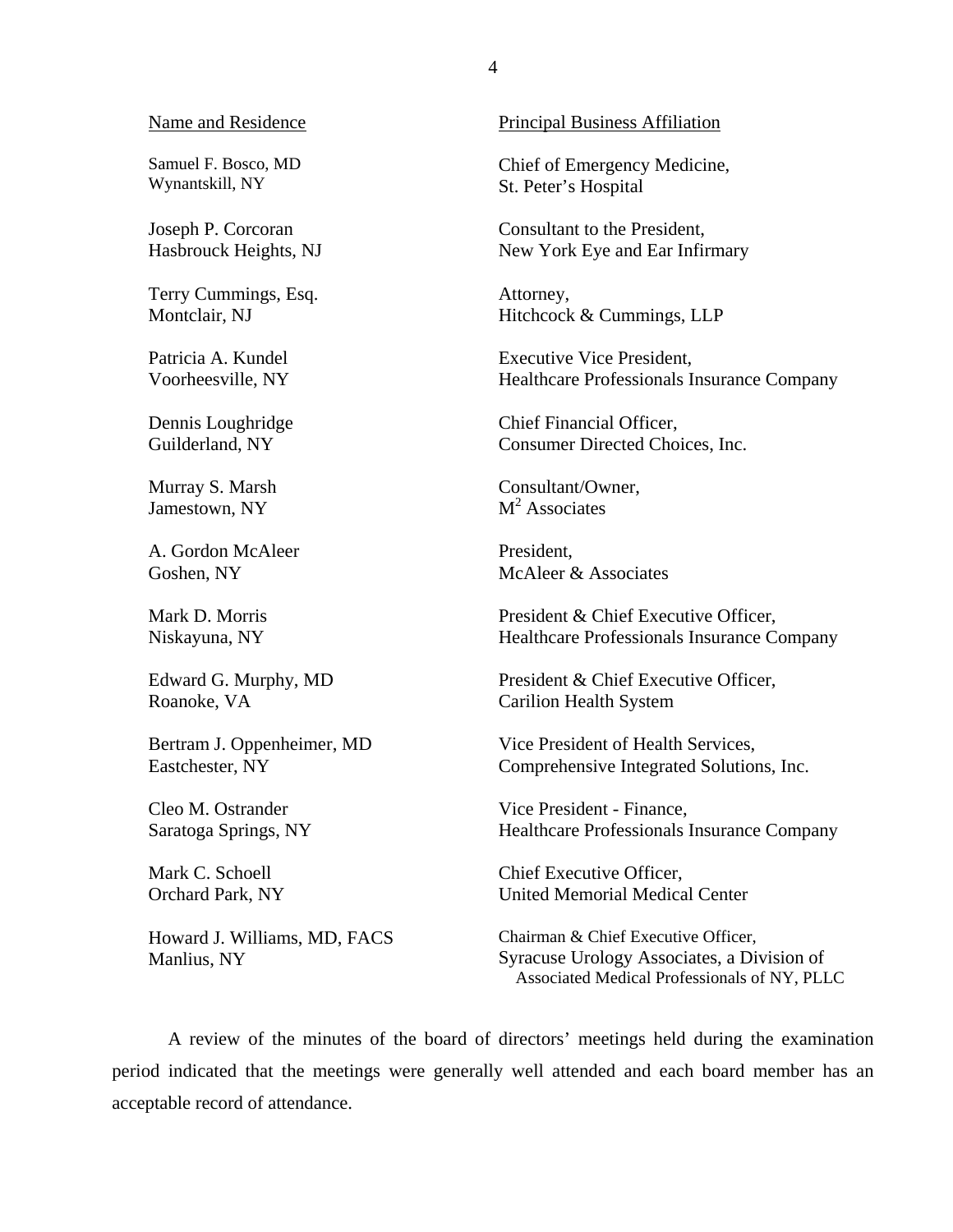| Name and Residence | Principal Business Affiliation |
|---|---|
| Samuel F. Bosco, MD<br>Wynantskill, NY | Chief of Emergency Medicine,<br>St. Peter's Hospital |
| Joseph P. Corcoran<br>Hasbrouck Heights, NJ | Consultant to the President,<br>New York Eye and Ear Infirmary |
| Terry Cummings, Esq.<br>Montclair, NJ | Attorney,<br>Hitchcock & Cummings, LLP |
| Patricia A. Kundel<br>Voorheesville, NY | Executive Vice President,<br>Healthcare Professionals Insurance Company |
| Dennis Loughridge<br>Guilderland, NY | Chief Financial Officer,<br>Consumer Directed Choices, Inc. |
| Murray S. Marsh<br>Jamestown, NY | Consultant/Owner,<br>$M^2$ Associates |
| A. Gordon McAleer<br>Goshen, NY | President,<br>McAleer & Associates |
| Mark D. Morris<br>Niskayuna, NY | President & Chief Executive Officer,<br>Healthcare Professionals Insurance Company |
| Edward G. Murphy, MD<br>Roanoke, VA | President & Chief Executive Officer,<br>Carilion Health System |
| Bertram J. Oppenheimer, MD<br>Eastchester, NY | Vice President of Health Services,<br>Comprehensive Integrated Solutions, Inc. |
| Cleo M. Ostrander<br>Saratoga Springs, NY | Vice President - Finance,<br>Healthcare Professionals Insurance Company |
| Mark C. Schoell<br>Orchard Park, NY | Chief Executive Officer,<br>United Memorial Medical Center |
| Howard J. Williams, MD, FACS<br>Manlius, NY | Chairman & Chief Executive Officer,<br>Syracuse Urology Associates, a Division of<br>Associated Medical Professionals of NY, PLLC |

A review of the minutes of the board of directors' meetings held during the examination period indicated that the meetings were generally well attended and each board member has an acceptable record of attendance.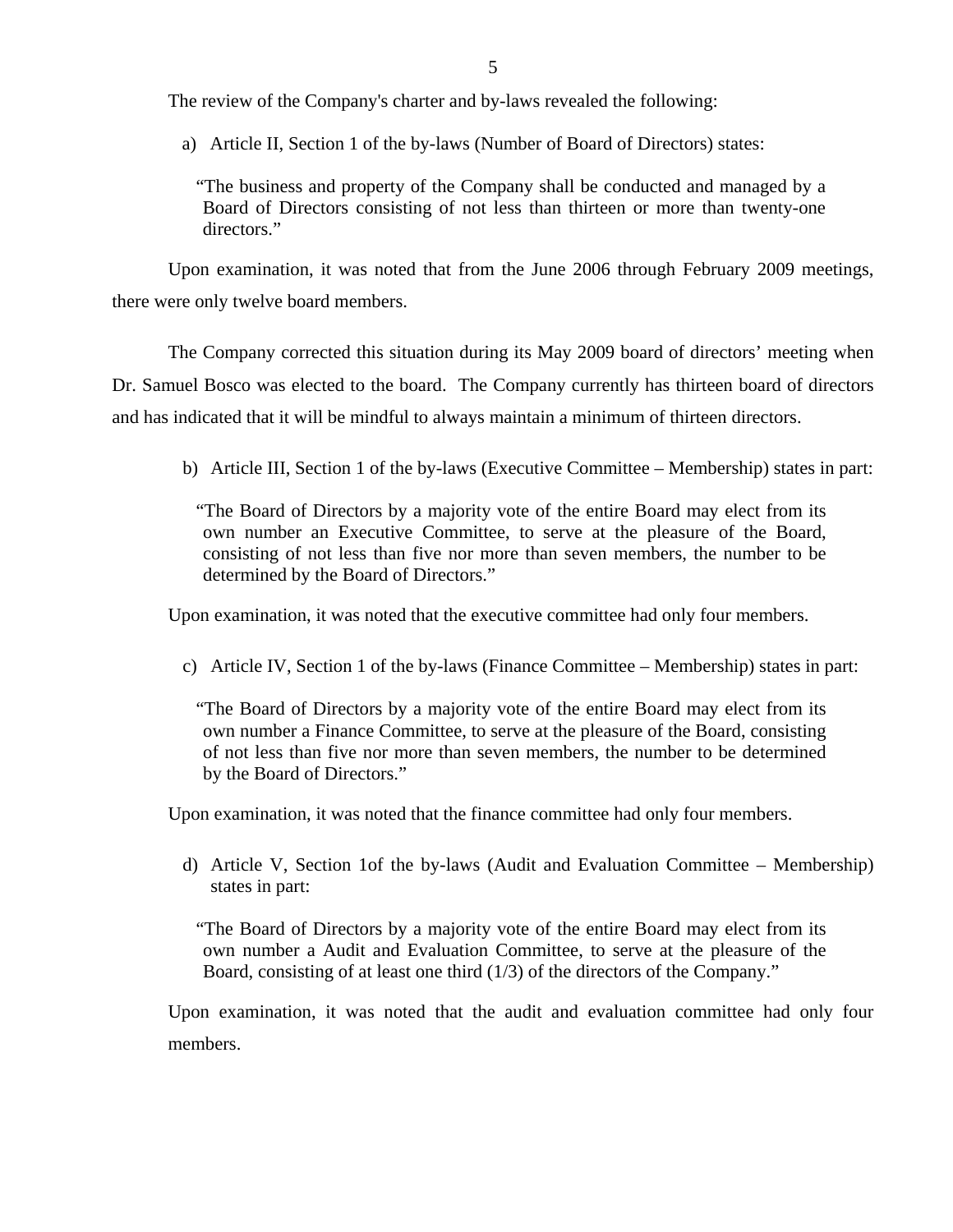The review of the Company's charter and by-laws revealed the following:

a) Article II, Section 1 of the by-laws (Number of Board of Directors) states:

> "The business and property of the Company shall be conducted and managed by a Board of Directors consisting of not less than thirteen or more than twenty-one directors."

Upon examination, it was noted that from the June 2006 through February 2009 meetings, there were only twelve board members.

The Company corrected this situation during its May 2009 board of directors' meeting when Dr. Samuel Bosco was elected to the board. The Company currently has thirteen board of directors and has indicated that it will be mindful to always maintain a minimum of thirteen directors.

b) Article III, Section 1 of the by-laws (Executive Committee – Membership) states in part:

> "The Board of Directors by a majority vote of the entire Board may elect from its own number an Executive Committee, to serve at the pleasure of the Board, consisting of not less than five nor more than seven members, the number to be determined by the Board of Directors."

Upon examination, it was noted that the executive committee had only four members.

c) Article IV, Section 1 of the by-laws (Finance Committee – Membership) states in part:

> "The Board of Directors by a majority vote of the entire Board may elect from its own number a Finance Committee, to serve at the pleasure of the Board, consisting of not less than five nor more than seven members, the number to be determined by the Board of Directors."

Upon examination, it was noted that the finance committee had only four members.

d) Article V, Section 1of the by-laws (Audit and Evaluation Committee – Membership) states in part:

> "The Board of Directors by a majority vote of the entire Board may elect from its own number a Audit and Evaluation Committee, to serve at the pleasure of the Board, consisting of at least one third (1/3) of the directors of the Company."

Upon examination, it was noted that the audit and evaluation committee had only four members.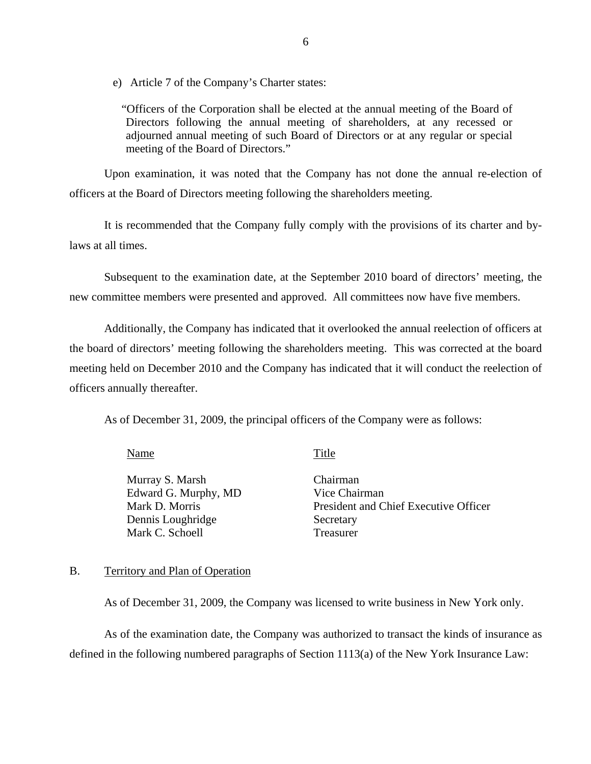e) Article 7 of the Company's Charter states:

> "Officers of the Corporation shall be elected at the annual meeting of the Board of Directors following the annual meeting of shareholders, at any recessed or adjourned annual meeting of such Board of Directors or at any regular or special meeting of the Board of Directors."

Upon examination, it was noted that the Company has not done the annual re-election of officers at the Board of Directors meeting following the shareholders meeting.

It is recommended that the Company fully comply with the provisions of its charter and by-laws at all times.

Subsequent to the examination date, at the September 2010 board of directors' meeting, the new committee members were presented and approved. All committees now have five members.

Additionally, the Company has indicated that it overlooked the annual reelection of officers at the board of directors' meeting following the shareholders meeting. This was corrected at the board meeting held on December 2010 and the Company has indicated that it will conduct the reelection of officers annually thereafter.

As of December 31, 2009, the principal officers of the Company were as follows:

| Name | Title |
|---|---|
| Murray S. Marsh | Chairman |
| Edward G. Murphy, MD | Vice Chairman |
| Mark D. Morris | President and Chief Executive Officer |
| Dennis Loughridge | Secretary |
| Mark C. Schoell | Treasurer |

## B. Territory and Plan of Operation

As of December 31, 2009, the Company was licensed to write business in New York only.

As of the examination date, the Company was authorized to transact the kinds of insurance as defined in the following numbered paragraphs of Section 1113(a) of the New York Insurance Law: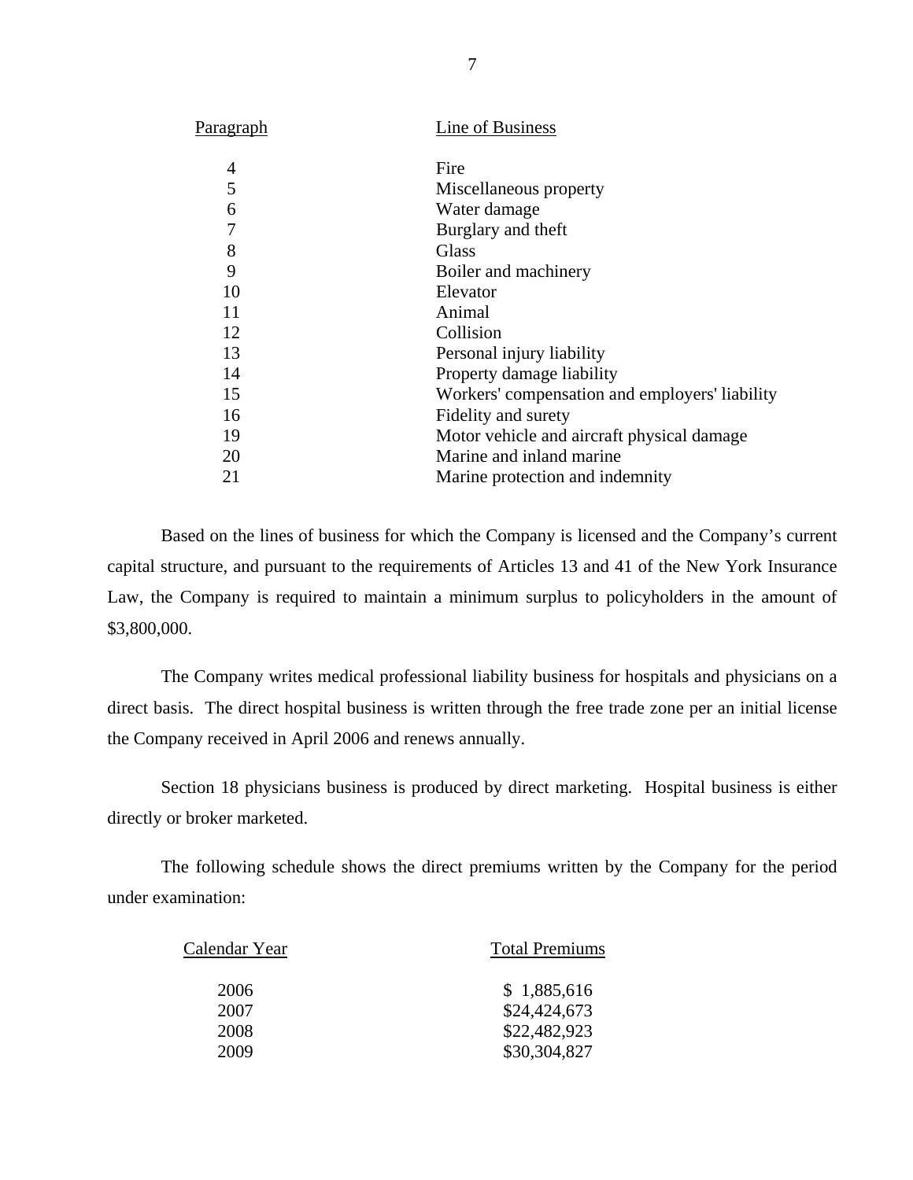| Paragraph | Line of Business |
|---|---|
| 4 | Fire |
| 5 | Miscellaneous property |
| 6 | Water damage |
| 7 | Burglary and theft |
| 8 | Glass |
| 9 | Boiler and machinery |
| 10 | Elevator |
| 11 | Animal |
| 12 | Collision |
| 13 | Personal injury liability |
| 14 | Property damage liability |
| 15 | Workers' compensation and employers' liability |
| 16 | Fidelity and surety |
| 19 | Motor vehicle and aircraft physical damage |
| 20 | Marine and inland marine |
| 21 | Marine protection and indemnity |

Based on the lines of business for which the Company is licensed and the Company's current capital structure, and pursuant to the requirements of Articles 13 and 41 of the New York Insurance Law, the Company is required to maintain a minimum surplus to policyholders in the amount of $3,800,000.

The Company writes medical professional liability business for hospitals and physicians on a direct basis. The direct hospital business is written through the free trade zone per an initial license the Company received in April 2006 and renews annually.

Section 18 physicians business is produced by direct marketing. Hospital business is either directly or broker marketed.

The following schedule shows the direct premiums written by the Company for the period under examination:

| Calendar Year | Total Premiums |
|---|---|
| 2006 | $ 1,885,616 |
| 2007 | $24,424,673 |
| 2008 | $22,482,923 |
| 2009 | $30,304,827 |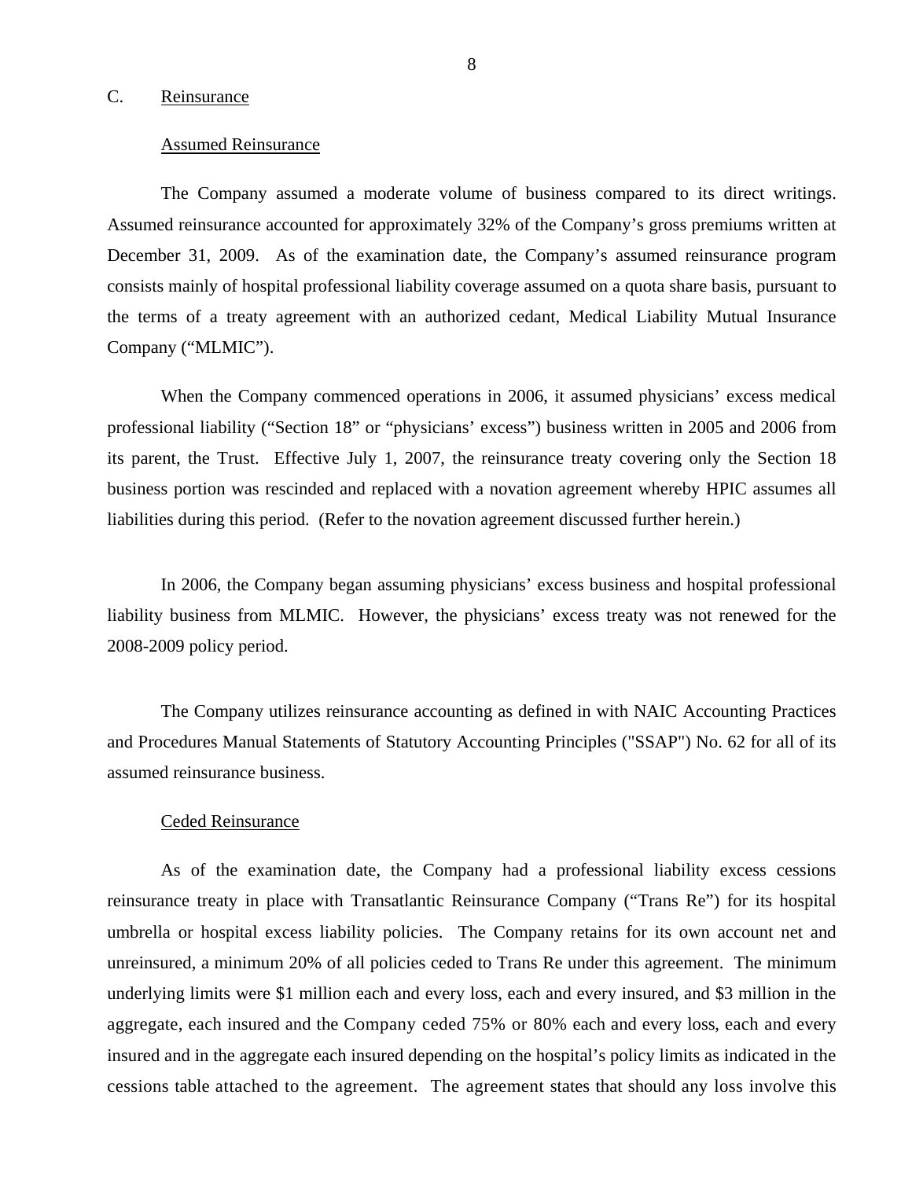## C. Reinsurance

### Assumed Reinsurance

The Company assumed a moderate volume of business compared to its direct writings. Assumed reinsurance accounted for approximately 32% of the Company's gross premiums written at December 31, 2009. As of the examination date, the Company's assumed reinsurance program consists mainly of hospital professional liability coverage assumed on a quota share basis, pursuant to the terms of a treaty agreement with an authorized cedant, Medical Liability Mutual Insurance Company ("MLMIC").

When the Company commenced operations in 2006, it assumed physicians' excess medical professional liability ("Section 18" or "physicians' excess") business written in 2005 and 2006 from its parent, the Trust. Effective July 1, 2007, the reinsurance treaty covering only the Section 18 business portion was rescinded and replaced with a novation agreement whereby HPIC assumes all liabilities during this period. (Refer to the novation agreement discussed further herein.)

In 2006, the Company began assuming physicians' excess business and hospital professional liability business from MLMIC. However, the physicians' excess treaty was not renewed for the 2008-2009 policy period.

The Company utilizes reinsurance accounting as defined in with NAIC Accounting Practices and Procedures Manual Statements of Statutory Accounting Principles ("SSAP") No. 62 for all of its assumed reinsurance business.

### Ceded Reinsurance

As of the examination date, the Company had a professional liability excess cessions reinsurance treaty in place with Transatlantic Reinsurance Company ("Trans Re") for its hospital umbrella or hospital excess liability policies. The Company retains for its own account net and unreinsured, a minimum 20% of all policies ceded to Trans Re under this agreement. The minimum underlying limits were $1 million each and every loss, each and every insured, and $3 million in the aggregate, each insured and the Company ceded 75% or 80% each and every loss, each and every insured and in the aggregate each insured depending on the hospital's policy limits as indicated in the cessions table attached to the agreement. The agreement states that should any loss involve this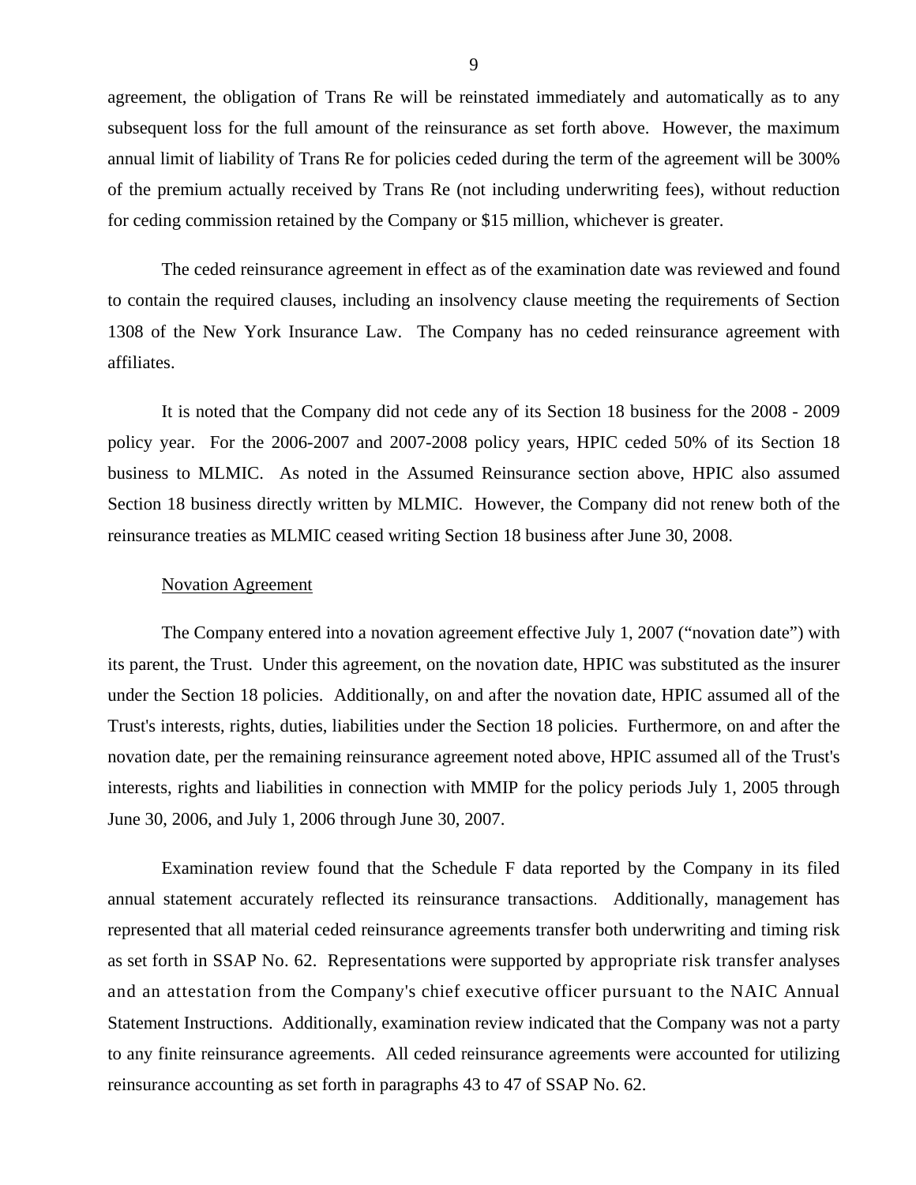agreement, the obligation of Trans Re will be reinstated immediately and automatically as to any subsequent loss for the full amount of the reinsurance as set forth above. However, the maximum annual limit of liability of Trans Re for policies ceded during the term of the agreement will be 300% of the premium actually received by Trans Re (not including underwriting fees), without reduction for ceding commission retained by the Company or $15 million, whichever is greater.

The ceded reinsurance agreement in effect as of the examination date was reviewed and found to contain the required clauses, including an insolvency clause meeting the requirements of Section 1308 of the New York Insurance Law. The Company has no ceded reinsurance agreement with affiliates.

It is noted that the Company did not cede any of its Section 18 business for the 2008 - 2009 policy year. For the 2006-2007 and 2007-2008 policy years, HPIC ceded 50% of its Section 18 business to MLMIC. As noted in the Assumed Reinsurance section above, HPIC also assumed Section 18 business directly written by MLMIC. However, the Company did not renew both of the reinsurance treaties as MLMIC ceased writing Section 18 business after June 30, 2008.

Novation Agreement

The Company entered into a novation agreement effective July 1, 2007 ("novation date") with its parent, the Trust. Under this agreement, on the novation date, HPIC was substituted as the insurer under the Section 18 policies. Additionally, on and after the novation date, HPIC assumed all of the Trust's interests, rights, duties, liabilities under the Section 18 policies. Furthermore, on and after the novation date, per the remaining reinsurance agreement noted above, HPIC assumed all of the Trust's interests, rights and liabilities in connection with MMIP for the policy periods July 1, 2005 through June 30, 2006, and July 1, 2006 through June 30, 2007.

Examination review found that the Schedule F data reported by the Company in its filed annual statement accurately reflected its reinsurance transactions. Additionally, management has represented that all material ceded reinsurance agreements transfer both underwriting and timing risk as set forth in SSAP No. 62. Representations were supported by appropriate risk transfer analyses and an attestation from the Company's chief executive officer pursuant to the NAIC Annual Statement Instructions. Additionally, examination review indicated that the Company was not a party to any finite reinsurance agreements. All ceded reinsurance agreements were accounted for utilizing reinsurance accounting as set forth in paragraphs 43 to 47 of SSAP No. 62.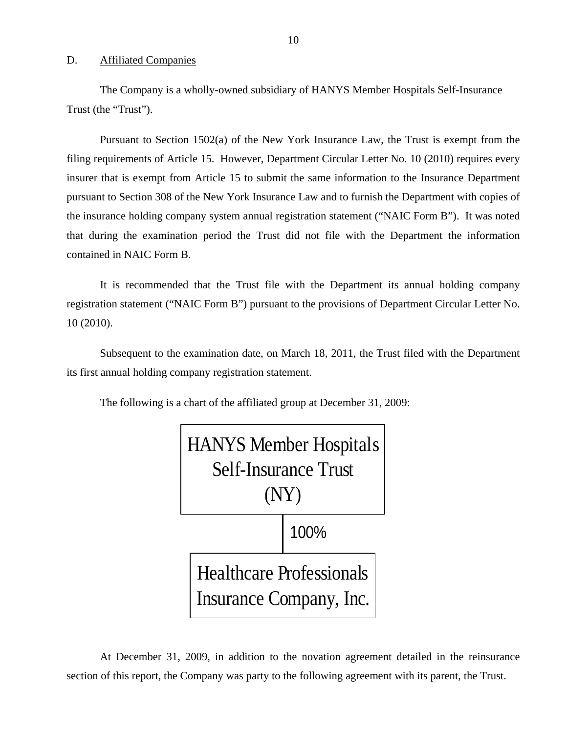D. Affiliated Companies

The Company is a wholly-owned subsidiary of HANYS Member Hospitals Self-Insurance Trust (the "Trust").

Pursuant to Section 1502(a) of the New York Insurance Law, the Trust is exempt from the filing requirements of Article 15. However, Department Circular Letter No. 10 (2010) requires every insurer that is exempt from Article 15 to submit the same information to the Insurance Department pursuant to Section 308 of the New York Insurance Law and to furnish the Department with copies of the insurance holding company system annual registration statement ("NAIC Form B"). It was noted that during the examination period the Trust did not file with the Department the information contained in NAIC Form B.

It is recommended that the Trust file with the Department its annual holding company registration statement ("NAIC Form B") pursuant to the provisions of Department Circular Letter No. 10 (2010).

Subsequent to the examination date, on March 18, 2011, the Trust filed with the Department its first annual holding company registration statement.

The following is a chart of the affiliated group at December 31, 2009:

HANYS Member Hospitals Self-Insurance Trust (NY)

100%

Healthcare Professionals Insurance Company, Inc.

At December 31, 2009, in addition to the novation agreement detailed in the reinsurance section of this report, the Company was party to the following agreement with its parent, the Trust.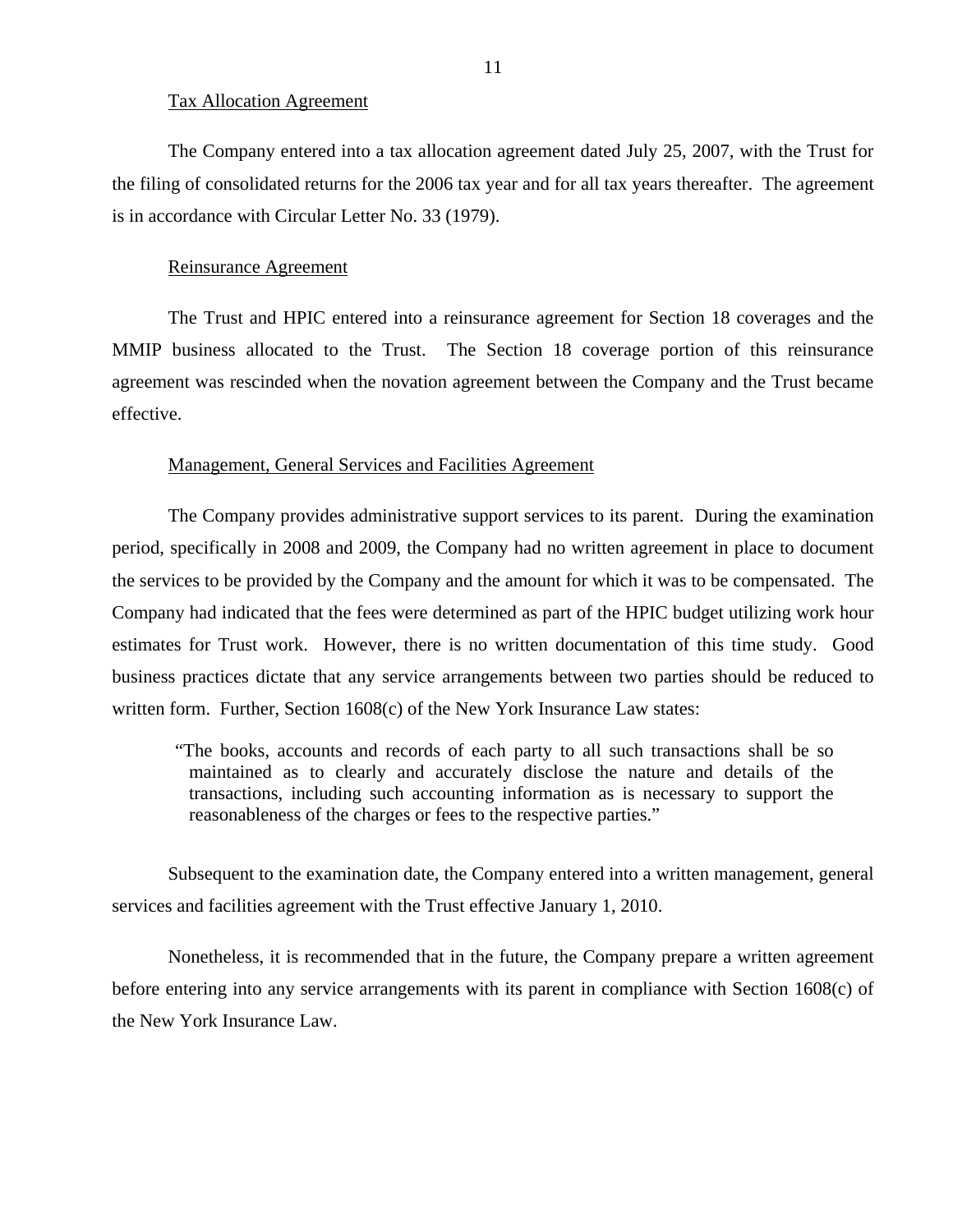Tax Allocation Agreement

The Company entered into a tax allocation agreement dated July 25, 2007, with the Trust for the filing of consolidated returns for the 2006 tax year and for all tax years thereafter. The agreement is in accordance with Circular Letter No. 33 (1979).

Reinsurance Agreement

The Trust and HPIC entered into a reinsurance agreement for Section 18 coverages and the MMIP business allocated to the Trust. The Section 18 coverage portion of this reinsurance agreement was rescinded when the novation agreement between the Company and the Trust became effective.

Management, General Services and Facilities Agreement

The Company provides administrative support services to its parent. During the examination period, specifically in 2008 and 2009, the Company had no written agreement in place to document the services to be provided by the Company and the amount for which it was to be compensated. The Company had indicated that the fees were determined as part of the HPIC budget utilizing work hour estimates for Trust work. However, there is no written documentation of this time study. Good business practices dictate that any service arrangements between two parties should be reduced to written form. Further, Section 1608(c) of the New York Insurance Law states:

> "The books, accounts and records of each party to all such transactions shall be so maintained as to clearly and accurately disclose the nature and details of the transactions, including such accounting information as is necessary to support the reasonableness of the charges or fees to the respective parties."

Subsequent to the examination date, the Company entered into a written management, general services and facilities agreement with the Trust effective January 1, 2010.

Nonetheless, it is recommended that in the future, the Company prepare a written agreement before entering into any service arrangements with its parent in compliance with Section 1608(c) of the New York Insurance Law.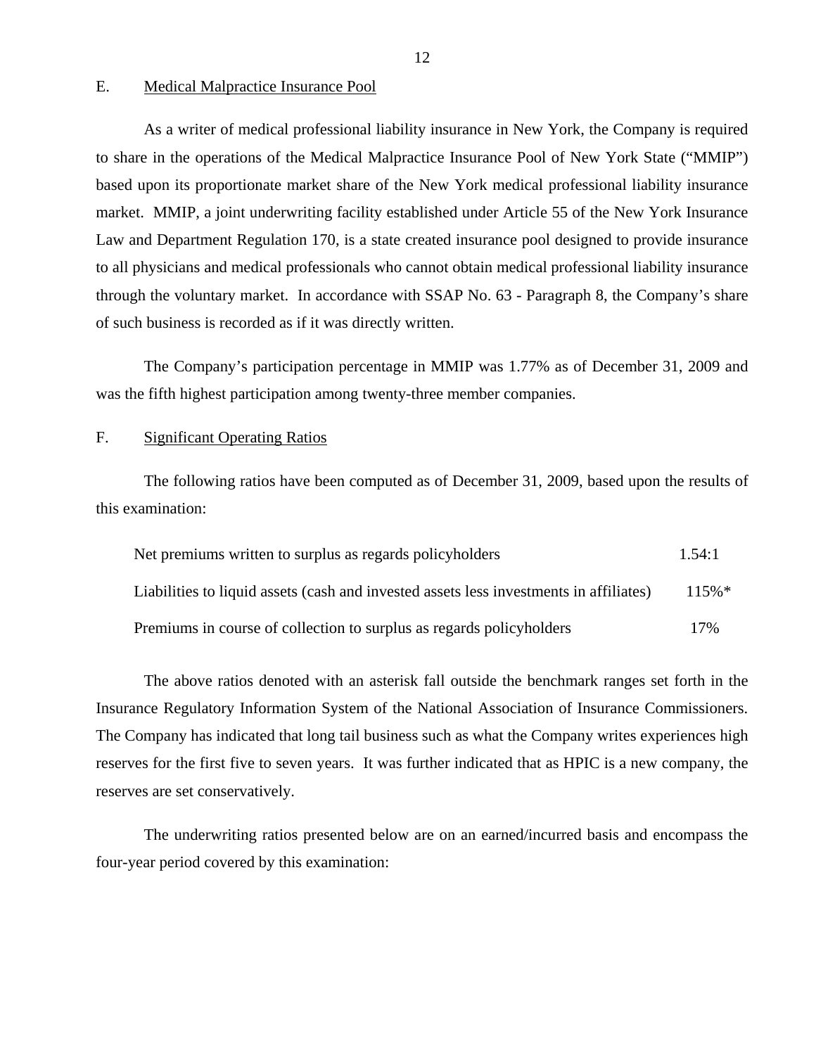## E. Medical Malpractice Insurance Pool

As a writer of medical professional liability insurance in New York, the Company is required to share in the operations of the Medical Malpractice Insurance Pool of New York State ("MMIP") based upon its proportionate market share of the New York medical professional liability insurance market. MMIP, a joint underwriting facility established under Article 55 of the New York Insurance Law and Department Regulation 170, is a state created insurance pool designed to provide insurance to all physicians and medical professionals who cannot obtain medical professional liability insurance through the voluntary market. In accordance with SSAP No. 63 - Paragraph 8, the Company's share of such business is recorded as if it was directly written.

The Company's participation percentage in MMIP was 1.77% as of December 31, 2009 and was the fifth highest participation among twenty-three member companies.

## F. Significant Operating Ratios

The following ratios have been computed as of December 31, 2009, based upon the results of this examination:

| | |
|---|---|
| Net premiums written to surplus as regards policyholders | 1.54:1 |
| Liabilities to liquid assets (cash and invested assets less investments in affiliates) | 115%* |
| Premiums in course of collection to surplus as regards policyholders | 17% |

The above ratios denoted with an asterisk fall outside the benchmark ranges set forth in the Insurance Regulatory Information System of the National Association of Insurance Commissioners. The Company has indicated that long tail business such as what the Company writes experiences high reserves for the first five to seven years. It was further indicated that as HPIC is a new company, the reserves are set conservatively.

The underwriting ratios presented below are on an earned/incurred basis and encompass the four-year period covered by this examination: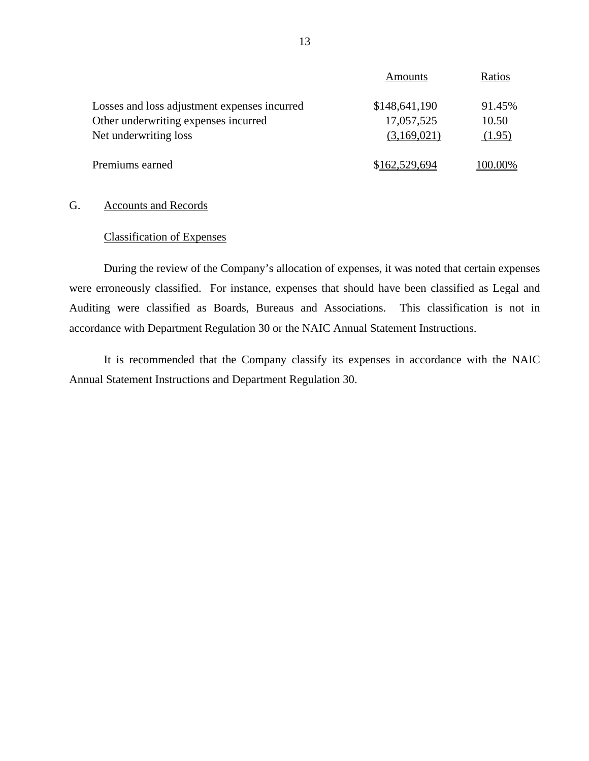| | Amounts | Ratios |
|---|---|---|
| Losses and loss adjustment expenses incurred | $148,641,190 | 91.45% |
| Other underwriting expenses incurred | 17,057,525 | 10.50 |
| Net underwriting loss | (3,169,021) | (1.95) |
| Premiums earned | $162,529,694 | 100.00% |

## G. Accounts and Records

### Classification of Expenses

During the review of the Company's allocation of expenses, it was noted that certain expenses were erroneously classified. For instance, expenses that should have been classified as Legal and Auditing were classified as Boards, Bureaus and Associations. This classification is not in accordance with Department Regulation 30 or the NAIC Annual Statement Instructions.

It is recommended that the Company classify its expenses in accordance with the NAIC Annual Statement Instructions and Department Regulation 30.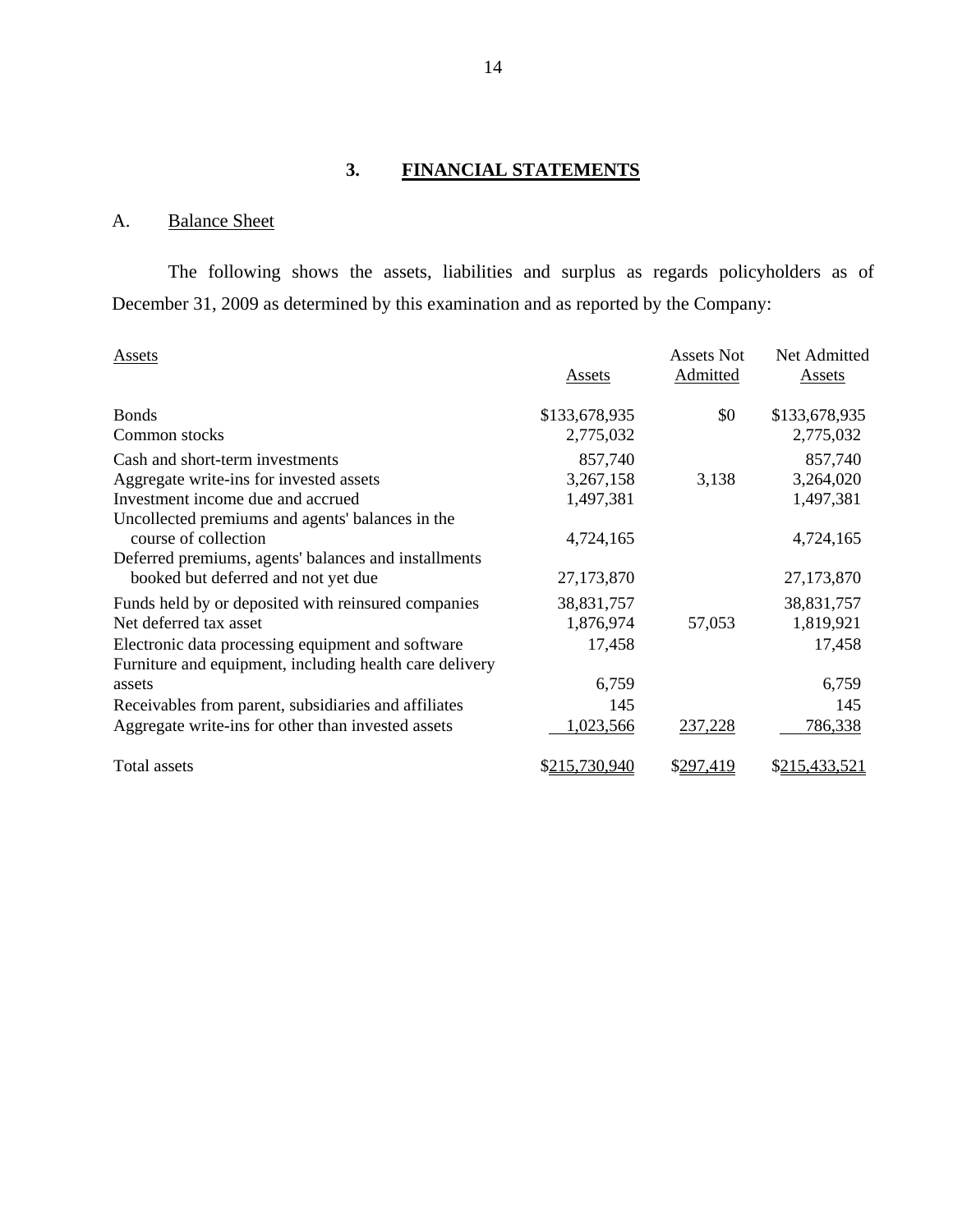## 3. FINANCIAL STATEMENTS

### A. Balance Sheet

The following shows the assets, liabilities and surplus as regards policyholders as of December 31, 2009 as determined by this examination and as reported by the Company:

| Assets | Assets | Assets Not Admitted | Net Admitted Assets |
|---|---|---|---|
| Bonds | $133,678,935 | $0 | $133,678,935 |
| Common stocks | 2,775,032 | | 2,775,032 |
| Cash and short-term investments | 857,740 | | 857,740 |
| Aggregate write-ins for invested assets | 3,267,158 | 3,138 | 3,264,020 |
| Investment income due and accrued | 1,497,381 | | 1,497,381 |
| Uncollected premiums and agents' balances in the course of collection | 4,724,165 | | 4,724,165 |
| Deferred premiums, agents' balances and installments booked but deferred and not yet due | 27,173,870 | | 27,173,870 |
| Funds held by or deposited with reinsured companies | 38,831,757 | | 38,831,757 |
| Net deferred tax asset | 1,876,974 | 57,053 | 1,819,921 |
| Electronic data processing equipment and software | 17,458 | | 17,458 |
| Furniture and equipment, including health care delivery assets | 6,759 | | 6,759 |
| Receivables from parent, subsidiaries and affiliates | 145 | | 145 |
| Aggregate write-ins for other than invested assets | 1,023,566 | 237,228 | 786,338 |
| Total assets | $215,730,940 | $297,419 | $215,433,521 |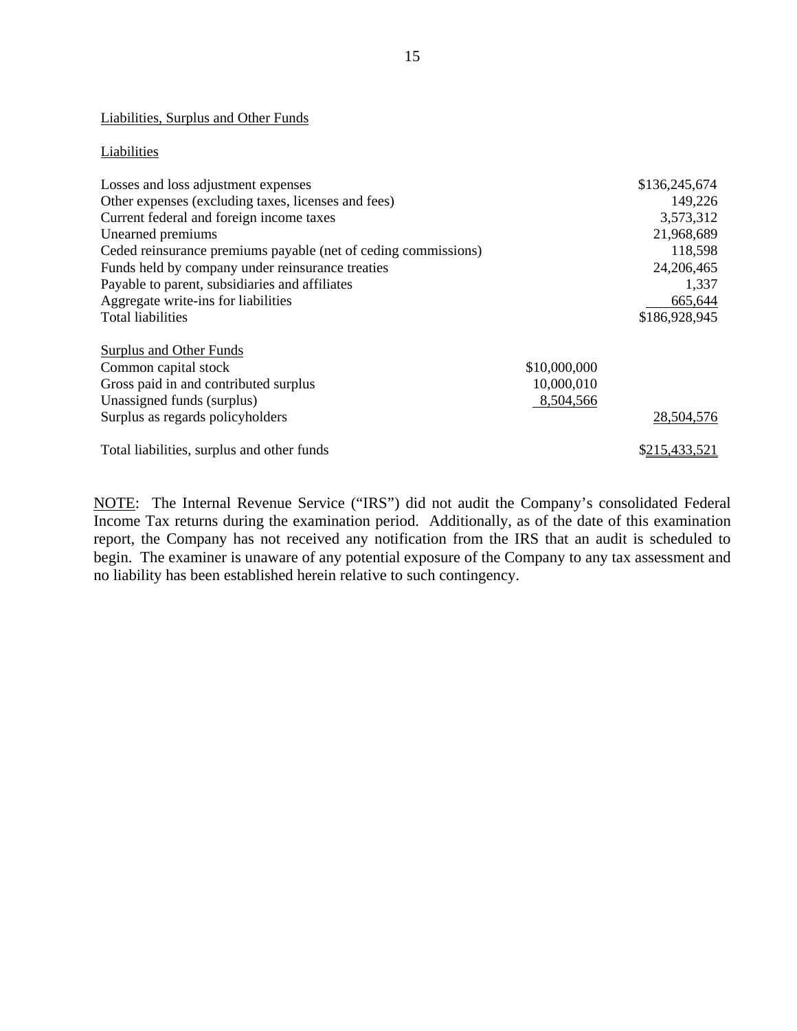Liabilities, Surplus and Other Funds

Liabilities

| | | |
|---|---|---|
| Losses and loss adjustment expenses | | $136,245,674 |
| Other expenses (excluding taxes, licenses and fees) | | 149,226 |
| Current federal and foreign income taxes | | 3,573,312 |
| Unearned premiums | | 21,968,689 |
| Ceded reinsurance premiums payable (net of ceding commissions) | | 118,598 |
| Funds held by company under reinsurance treaties | | 24,206,465 |
| Payable to parent, subsidiaries and affiliates | | 1,337 |
| Aggregate write-ins for liabilities | | 665,644 |
| Total liabilities | | $186,928,945 |
| Surplus and Other Funds | | |
| Common capital stock | $10,000,000 | |
| Gross paid in and contributed surplus | 10,000,010 | |
| Unassigned funds (surplus) | 8,504,566 | |
| Surplus as regards policyholders | | 28,504,576 |
| Total liabilities, surplus and other funds | | $215,433,521 |

NOTE: The Internal Revenue Service ("IRS") did not audit the Company's consolidated Federal Income Tax returns during the examination period. Additionally, as of the date of this examination report, the Company has not received any notification from the IRS that an audit is scheduled to begin. The examiner is unaware of any potential exposure of the Company to any tax assessment and no liability has been established herein relative to such contingency.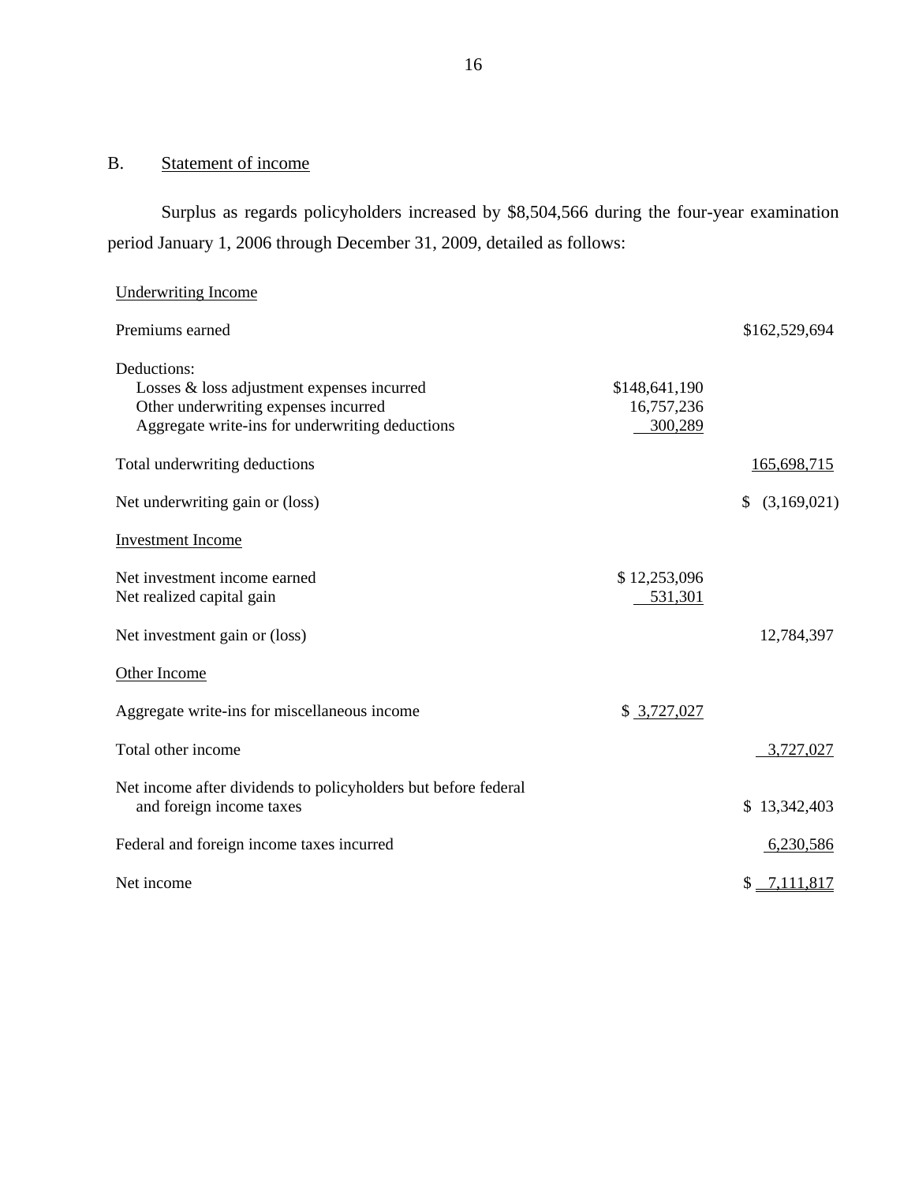## B. Statement of income

Surplus as regards policyholders increased by $8,504,566 during the four-year examination period January 1, 2006 through December 31, 2009, detailed as follows:

| | | |
|---|---|---|
| Underwriting Income | | |
| Premiums earned | | $162,529,694 |
| Deductions: | | |
| Losses & loss adjustment expenses incurred | $148,641,190 | |
| Other underwriting expenses incurred | 16,757,236 | |
| Aggregate write-ins for underwriting deductions | 300,289 | |
| Total underwriting deductions | | 165,698,715 |
| Net underwriting gain or (loss) | | $ (3,169,021) |
| Investment Income | | |
| Net investment income earned | $ 12,253,096 | |
| Net realized capital gain | 531,301 | |
| Net investment gain or (loss) | | 12,784,397 |
| Other Income | | |
| Aggregate write-ins for miscellaneous income | $ 3,727,027 | |
| Total other income | | 3,727,027 |
| Net income after dividends to policyholders but before federal and foreign income taxes | | $ 13,342,403 |
| Federal and foreign income taxes incurred | | 6,230,586 |
| Net income | | $ 7,111,817 |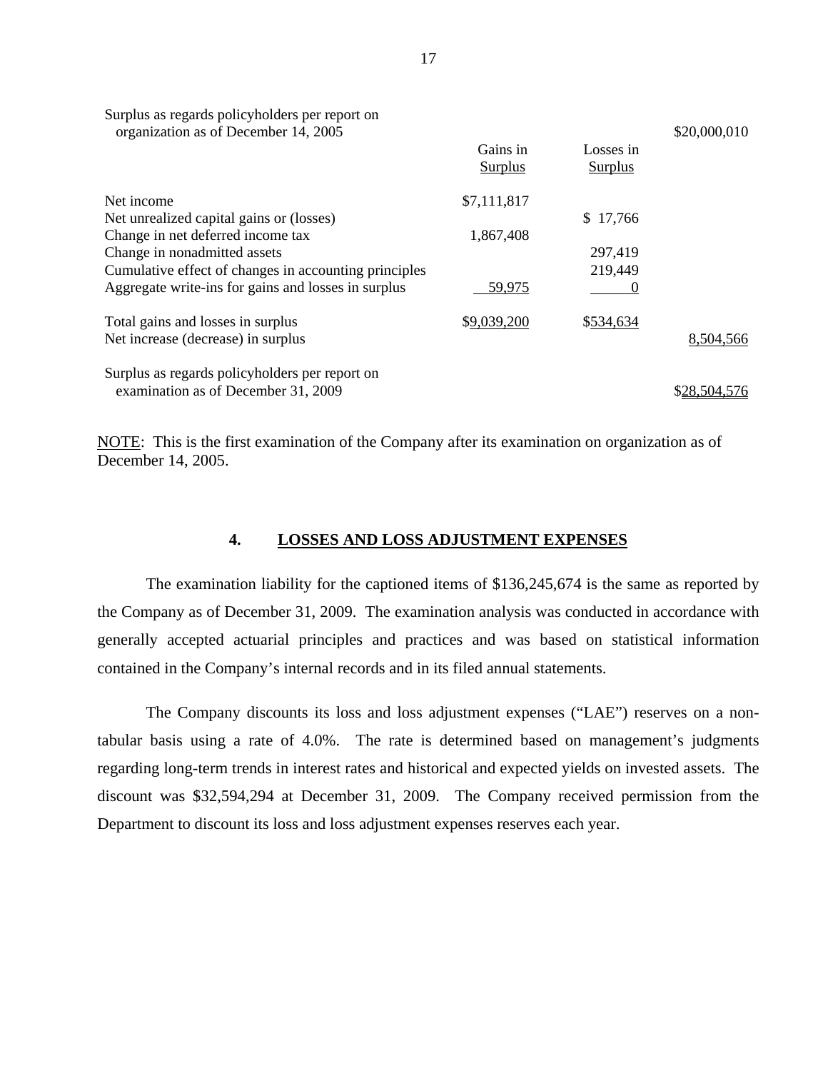| | Gains in Surplus | Losses in Surplus | |
|---|---|---|---|
| Surplus as regards policyholders per report on organization as of December 14, 2005 | | | $20,000,010 |
| Net income | $7,111,817 | | |
| Net unrealized capital gains or (losses) | | $ 17,766 | |
| Change in net deferred income tax | 1,867,408 | | |
| Change in nonadmitted assets | | 297,419 | |
| Cumulative effect of changes in accounting principles | | 219,449 | |
| Aggregate write-ins for gains and losses in surplus | 59,975 | 0 | |
| Total gains and losses in surplus | $9,039,200 | $534,634 | |
| Net increase (decrease) in surplus | | | 8,504,566 |
| Surplus as regards policyholders per report on examination as of December 31, 2009 | | | $28,504,576 |

NOTE: This is the first examination of the Company after its examination on organization as of December 14, 2005.

## 4. LOSSES AND LOSS ADJUSTMENT EXPENSES

The examination liability for the captioned items of $136,245,674 is the same as reported by the Company as of December 31, 2009. The examination analysis was conducted in accordance with generally accepted actuarial principles and practices and was based on statistical information contained in the Company's internal records and in its filed annual statements.

The Company discounts its loss and loss adjustment expenses ("LAE") reserves on a non-tabular basis using a rate of 4.0%. The rate is determined based on management's judgments regarding long-term trends in interest rates and historical and expected yields on invested assets. The discount was $32,594,294 at December 31, 2009. The Company received permission from the Department to discount its loss and loss adjustment expenses reserves each year.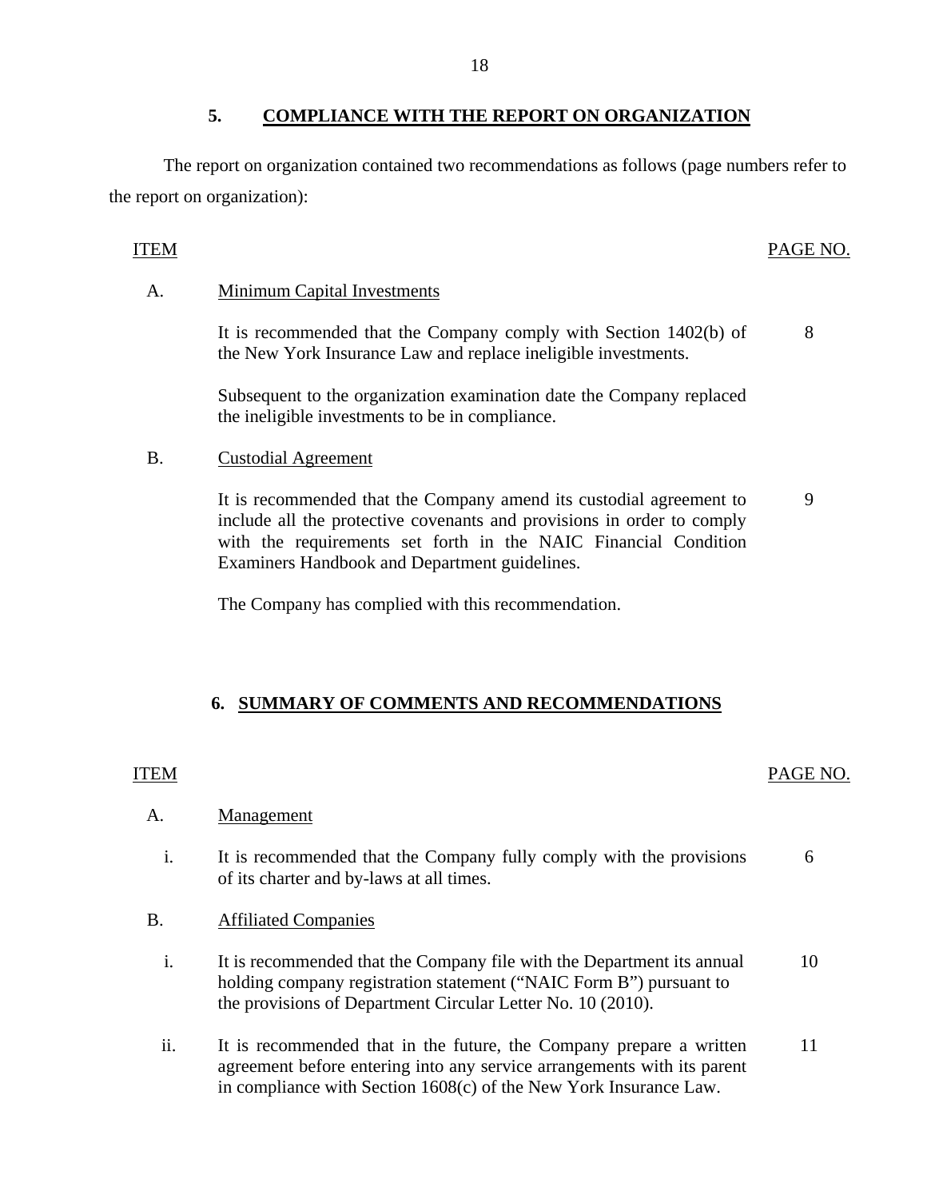## 5. COMPLIANCE WITH THE REPORT ON ORGANIZATION

The report on organization contained two recommendations as follows (page numbers refer to the report on organization):

| ITEM | | PAGE NO. |
|---|---|---|
| A. | Minimum Capital Investments | |
| | It is recommended that the Company comply with Section 1402(b) of the New York Insurance Law and replace ineligible investments. | 8 |
| | Subsequent to the organization examination date the Company replaced the ineligible investments to be in compliance. | |
| B. | Custodial Agreement | |
| | It is recommended that the Company amend its custodial agreement to include all the protective covenants and provisions in order to comply with the requirements set forth in the NAIC Financial Condition Examiners Handbook and Department guidelines. | 9 |
| | The Company has complied with this recommendation. | |

## 6. SUMMARY OF COMMENTS AND RECOMMENDATIONS

| ITEM | | PAGE NO. |
|---|---|---|
| A. | Management | |
| i. | It is recommended that the Company fully comply with the provisions of its charter and by-laws at all times. | 6 |
| B. | Affiliated Companies | |
| i. | It is recommended that the Company file with the Department its annual holding company registration statement ("NAIC Form B") pursuant to the provisions of Department Circular Letter No. 10 (2010). | 10 |
| ii. | It is recommended that in the future, the Company prepare a written agreement before entering into any service arrangements with its parent in compliance with Section 1608(c) of the New York Insurance Law. | 11 |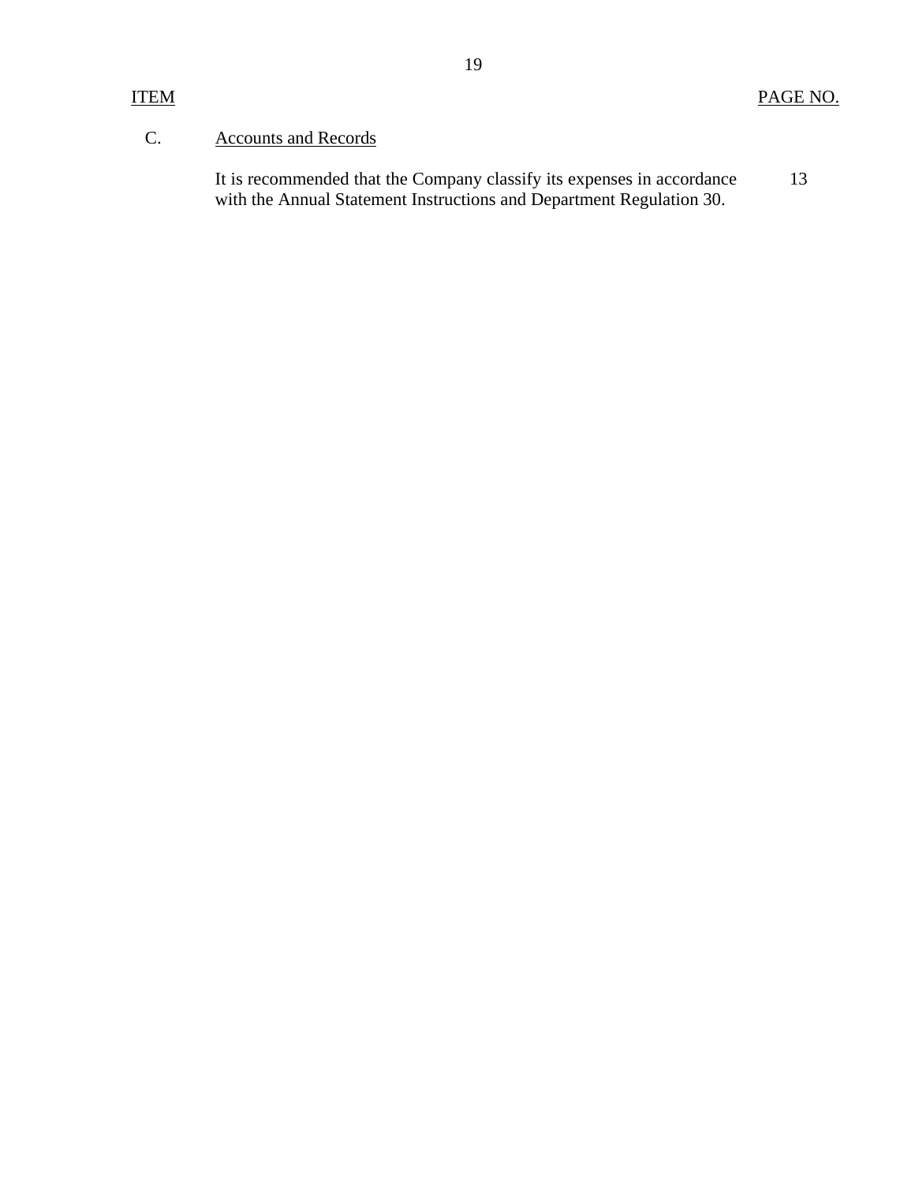| ITEM | | PAGE NO. |
| --- | --- | --- |
| C. | Accounts and Records | |
| | It is recommended that the Company classify its expenses in accordance with the Annual Statement Instructions and Department Regulation 30. | 13 |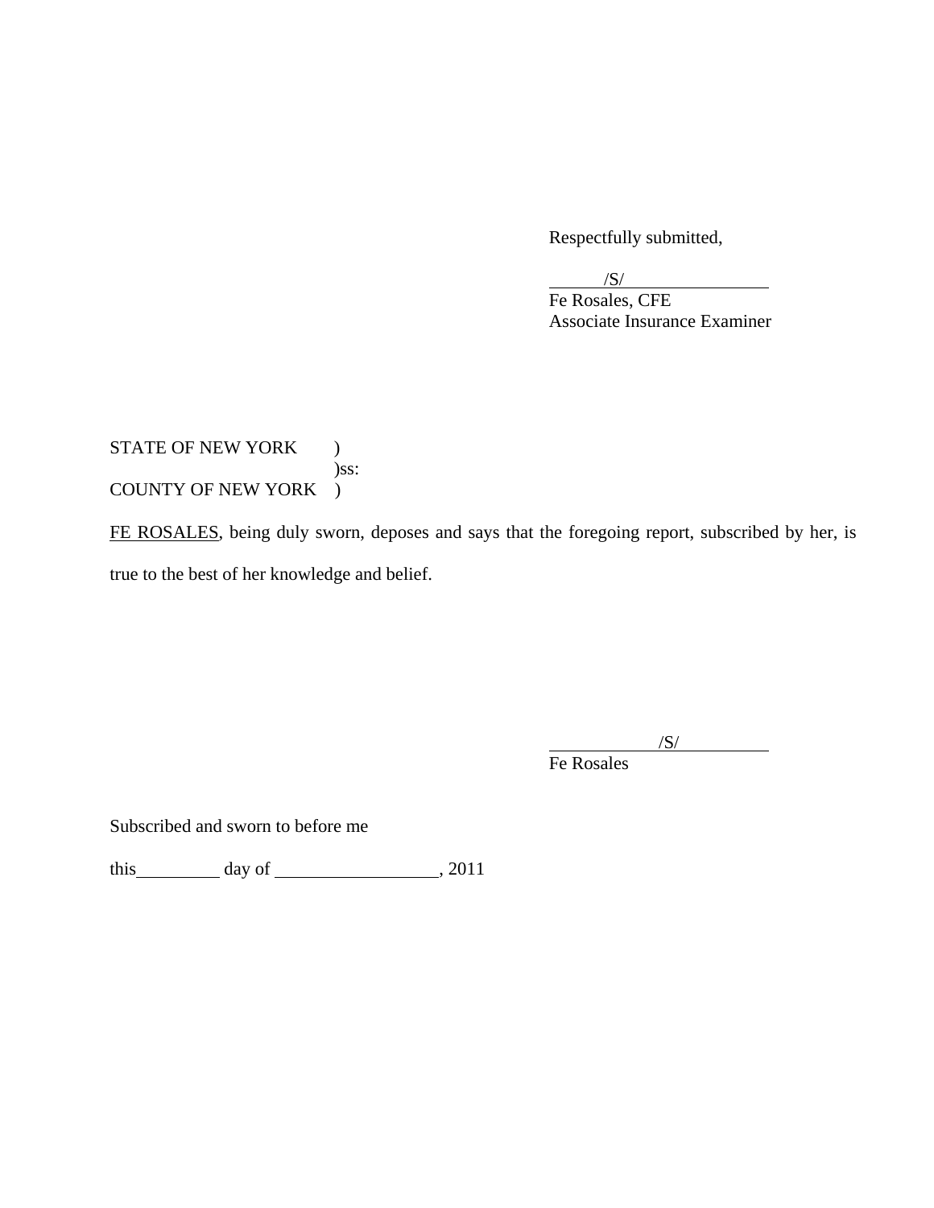Respectfully submitted,

/S/

Fe Rosales, CFE
Associate Insurance Examiner

STATE OF NEW YORK )
)ss:
COUNTY OF NEW YORK )

FE ROSALES, being duly sworn, deposes and says that the foregoing report, subscribed by her, is true to the best of her knowledge and belief.

/S/

Fe Rosales

Subscribed and sworn to before me

this\_\_\_\_\_\_\_\_\_ day of \_\_\_\_\_\_\_\_\_\_\_\_\_\_\_\_\_\_, 2011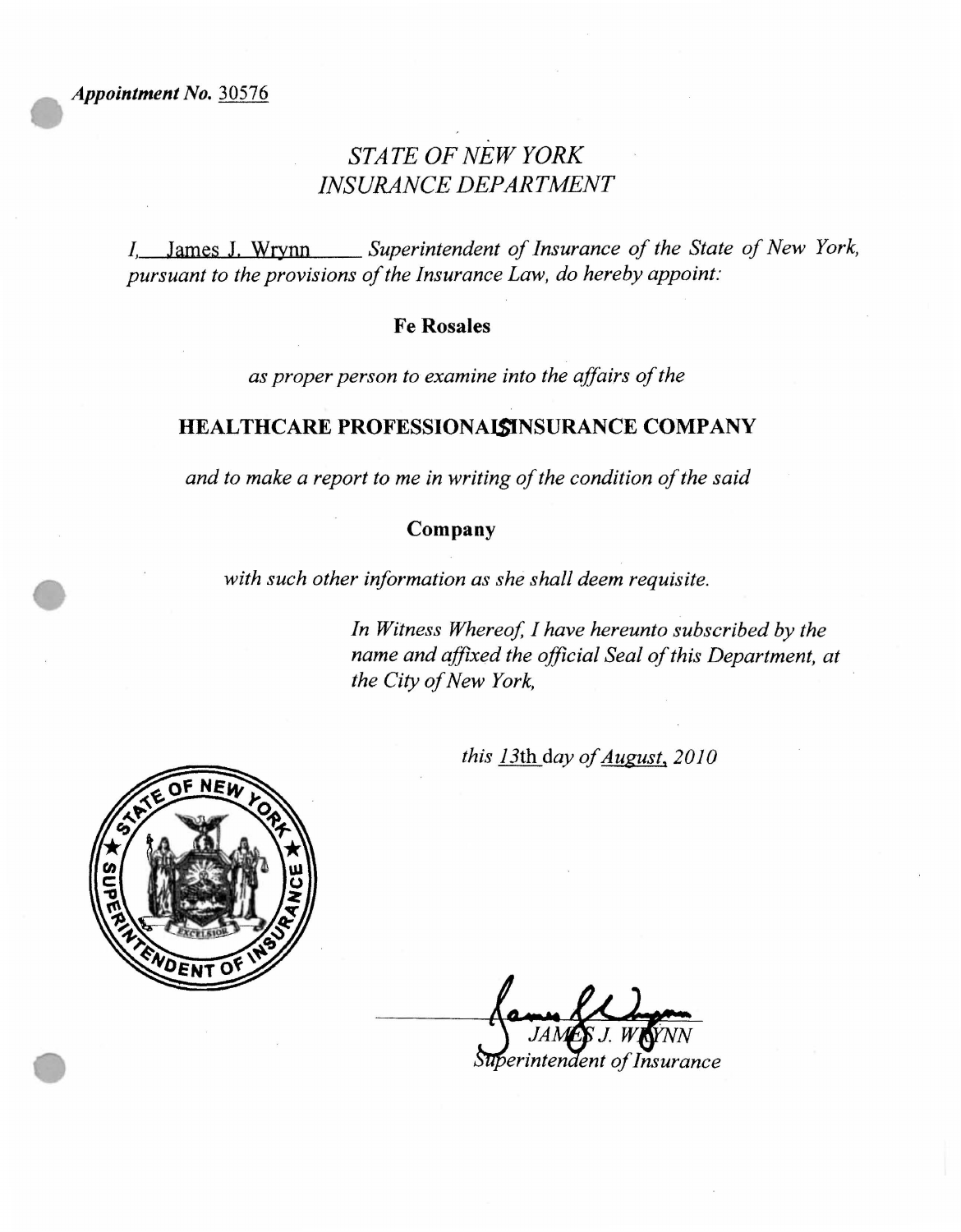*Appointment No.* 30576

## *STATE OF NEW YORK*
## *INSURANCE DEPARTMENT*

*I,* James J. Wrynn *Superintendent of Insurance of the State of New York, pursuant to the provisions of the Insurance Law, do hereby appoint:*

**Fe Rosales**

*as proper person to examine into the affairs of the*

**HEALTHCARE PROFESSIONALS INSURANCE COMPANY**

*and to make a report to me in writing of the condition of the said*

**Company**

*with such other information as she shall deem requisite.*

*In Witness Whereof, I have hereunto subscribed by the name and affixed the official Seal of this Department, at the City of New York,*

*this* 13th *day of* August, *2010*

STATE OF NEW YORK ★ SUPERINTENDENT OF INSURANCE ★ EXCELSIOR

*JAMES J. WRYNN*
*Superintendent of Insurance*